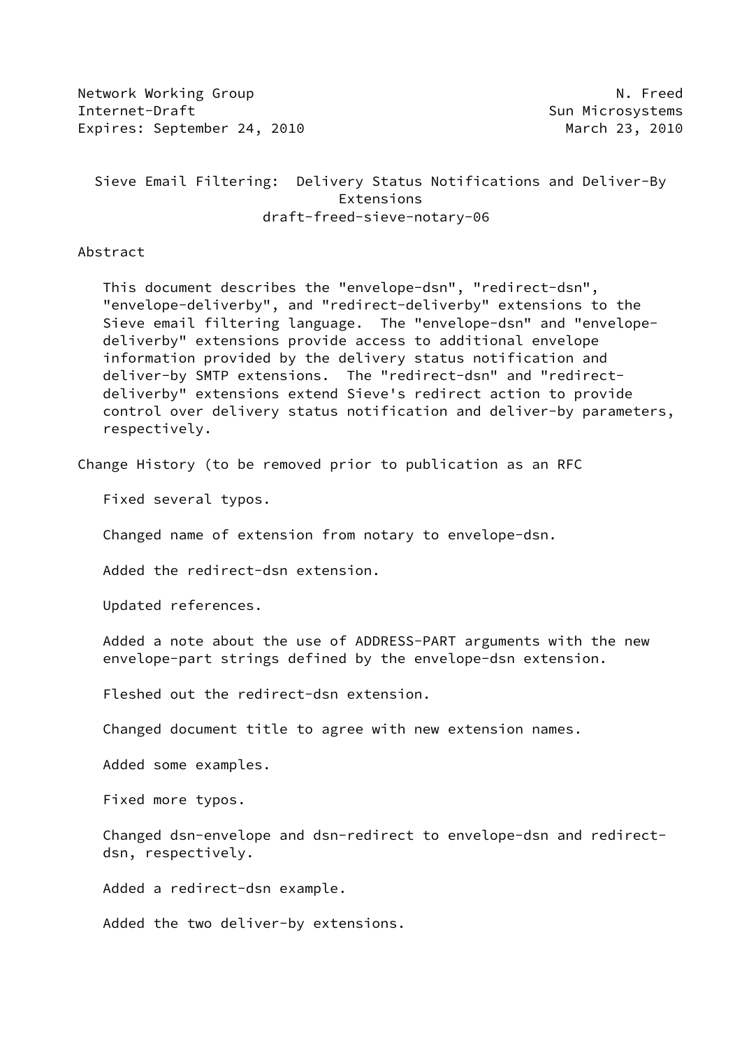Network Working Group N. Freed
Internet-Draft Sun Microsystems
Expires: September 24, 2010 March 23, 2010

# Sieve Email Filtering: Delivery Status Notifications and Deliver-By Extensions

draft-freed-sieve-notary-06

## Abstract

This document describes the "envelope-dsn", "redirect-dsn", "envelope-deliverby", and "redirect-deliverby" extensions to the Sieve email filtering language. The "envelope-dsn" and "envelope-deliverby" extensions provide access to additional envelope information provided by the delivery status notification and deliver-by SMTP extensions. The "redirect-dsn" and "redirect-deliverby" extensions extend Sieve's redirect action to provide control over delivery status notification and deliver-by parameters, respectively.

## Change History (to be removed prior to publication as an RFC

Fixed several typos.

Changed name of extension from notary to envelope-dsn.

Added the redirect-dsn extension.

Updated references.

Added a note about the use of ADDRESS-PART arguments with the new envelope-part strings defined by the envelope-dsn extension.

Fleshed out the redirect-dsn extension.

Changed document title to agree with new extension names.

Added some examples.

Fixed more typos.

Changed dsn-envelope and dsn-redirect to envelope-dsn and redirect-dsn, respectively.

Added a redirect-dsn example.

Added the two deliver-by extensions.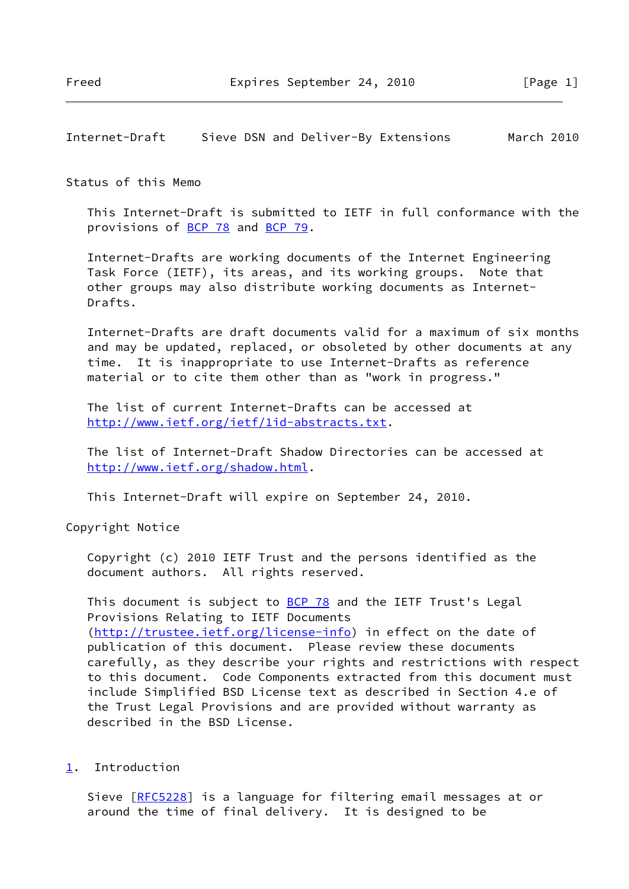## Status of this Memo

This Internet-Draft is submitted to IETF in full conformance with the provisions of BCP 78 and BCP 79.

Internet-Drafts are working documents of the Internet Engineering Task Force (IETF), its areas, and its working groups. Note that other groups may also distribute working documents as Internet-Drafts.

Internet-Drafts are draft documents valid for a maximum of six months and may be updated, replaced, or obsoleted by other documents at any time. It is inappropriate to use Internet-Drafts as reference material or to cite them other than as "work in progress."

The list of current Internet-Drafts can be accessed at http://www.ietf.org/ietf/1id-abstracts.txt.

The list of Internet-Draft Shadow Directories can be accessed at http://www.ietf.org/shadow.html.

This Internet-Draft will expire on September 24, 2010.

## Copyright Notice

Copyright (c) 2010 IETF Trust and the persons identified as the document authors. All rights reserved.

This document is subject to BCP 78 and the IETF Trust's Legal Provisions Relating to IETF Documents (http://trustee.ietf.org/license-info) in effect on the date of publication of this document. Please review these documents carefully, as they describe your rights and restrictions with respect to this document. Code Components extracted from this document must include Simplified BSD License text as described in Section 4.e of the Trust Legal Provisions and are provided without warranty as described in the BSD License.

## 1. Introduction

Sieve [RFC5228] is a language for filtering email messages at or around the time of final delivery. It is designed to be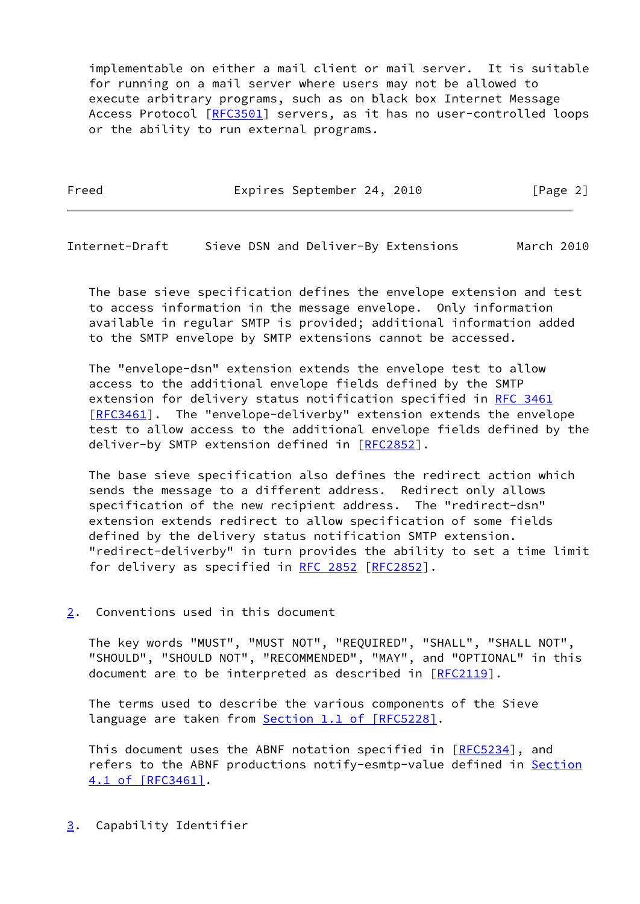implementable on either a mail client or mail server. It is suitable for running on a mail server where users may not be allowed to execute arbitrary programs, such as on black box Internet Message Access Protocol [RFC3501] servers, as it has no user-controlled loops or the ability to run external programs.

The base sieve specification defines the envelope extension and test to access information in the message envelope. Only information available in regular SMTP is provided; additional information added to the SMTP envelope by SMTP extensions cannot be accessed.

The "envelope-dsn" extension extends the envelope test to allow access to the additional envelope fields defined by the SMTP extension for delivery status notification specified in RFC 3461 [RFC3461]. The "envelope-deliverby" extension extends the envelope test to allow access to the additional envelope fields defined by the deliver-by SMTP extension defined in [RFC2852].

The base sieve specification also defines the redirect action which sends the message to a different address. Redirect only allows specification of the new recipient address. The "redirect-dsn" extension extends redirect to allow specification of some fields defined by the delivery status notification SMTP extension. "redirect-deliverby" in turn provides the ability to set a time limit for delivery as specified in RFC 2852 [RFC2852].

## 2. Conventions used in this document

The key words "MUST", "MUST NOT", "REQUIRED", "SHALL", "SHALL NOT", "SHOULD", "SHOULD NOT", "RECOMMENDED", "MAY", and "OPTIONAL" in this document are to be interpreted as described in [RFC2119].

The terms used to describe the various components of the Sieve language are taken from Section 1.1 of [RFC5228].

This document uses the ABNF notation specified in [RFC5234], and refers to the ABNF productions notify-esmtp-value defined in Section 4.1 of [RFC3461].

## 3. Capability Identifier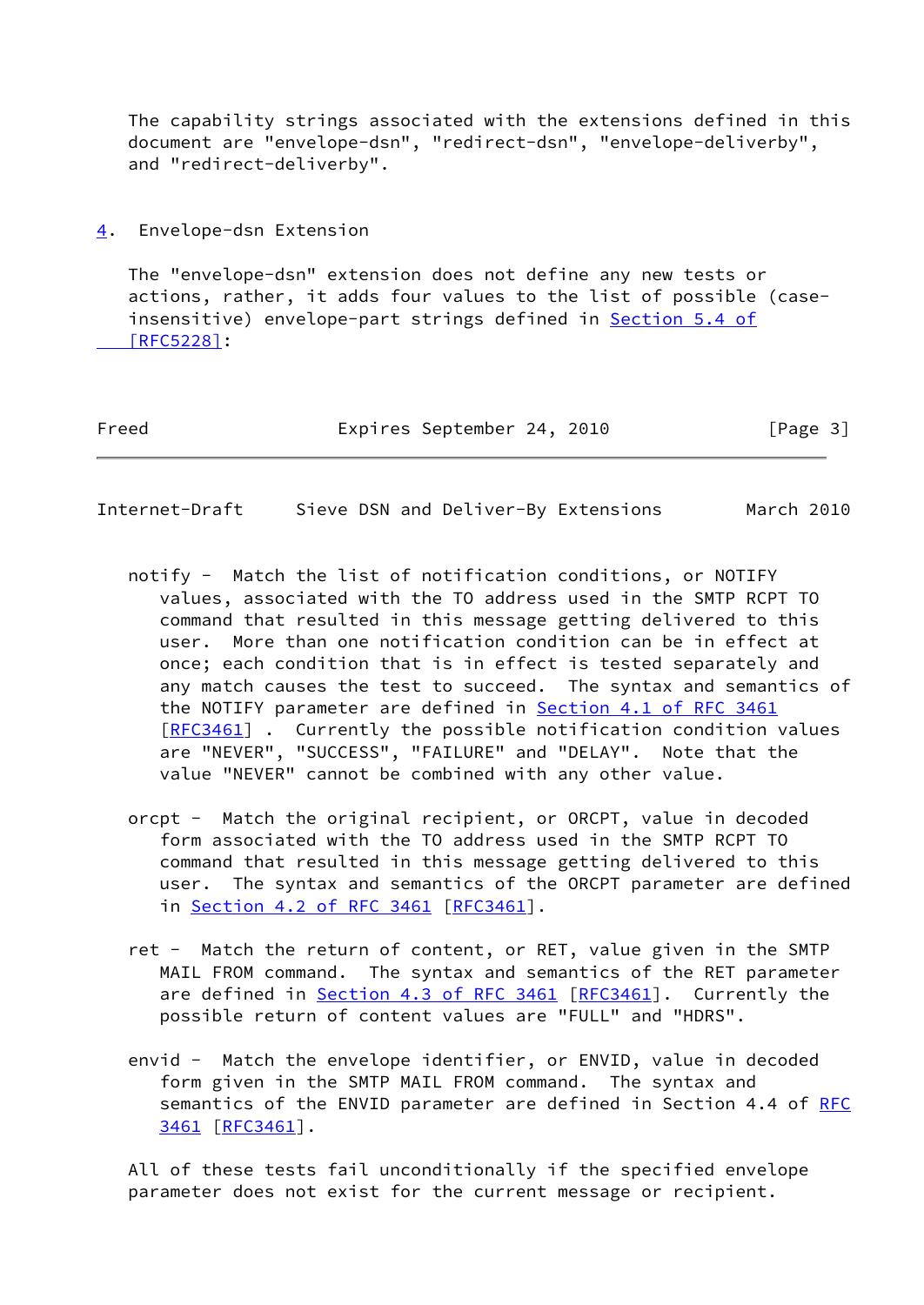The capability strings associated with the extensions defined in this document are "envelope-dsn", "redirect-dsn", "envelope-deliverby", and "redirect-deliverby".

## 4. Envelope-dsn Extension

The "envelope-dsn" extension does not define any new tests or actions, rather, it adds four values to the list of possible (case-insensitive) envelope-part strings defined in Section 5.4 of [RFC5228]:

notify - Match the list of notification conditions, or NOTIFY values, associated with the TO address used in the SMTP RCPT TO command that resulted in this message getting delivered to this user. More than one notification condition can be in effect at once; each condition that is in effect is tested separately and any match causes the test to succeed. The syntax and semantics of the NOTIFY parameter are defined in Section 4.1 of RFC 3461 [RFC3461] . Currently the possible notification condition values are "NEVER", "SUCCESS", "FAILURE" and "DELAY". Note that the value "NEVER" cannot be combined with any other value.

orcpt - Match the original recipient, or ORCPT, value in decoded form associated with the TO address used in the SMTP RCPT TO command that resulted in this message getting delivered to this user. The syntax and semantics of the ORCPT parameter are defined in Section 4.2 of RFC 3461 [RFC3461].

ret - Match the return of content, or RET, value given in the SMTP MAIL FROM command. The syntax and semantics of the RET parameter are defined in Section 4.3 of RFC 3461 [RFC3461]. Currently the possible return of content values are "FULL" and "HDRS".

envid - Match the envelope identifier, or ENVID, value in decoded form given in the SMTP MAIL FROM command. The syntax and semantics of the ENVID parameter are defined in Section 4.4 of RFC 3461 [RFC3461].

All of these tests fail unconditionally if the specified envelope parameter does not exist for the current message or recipient.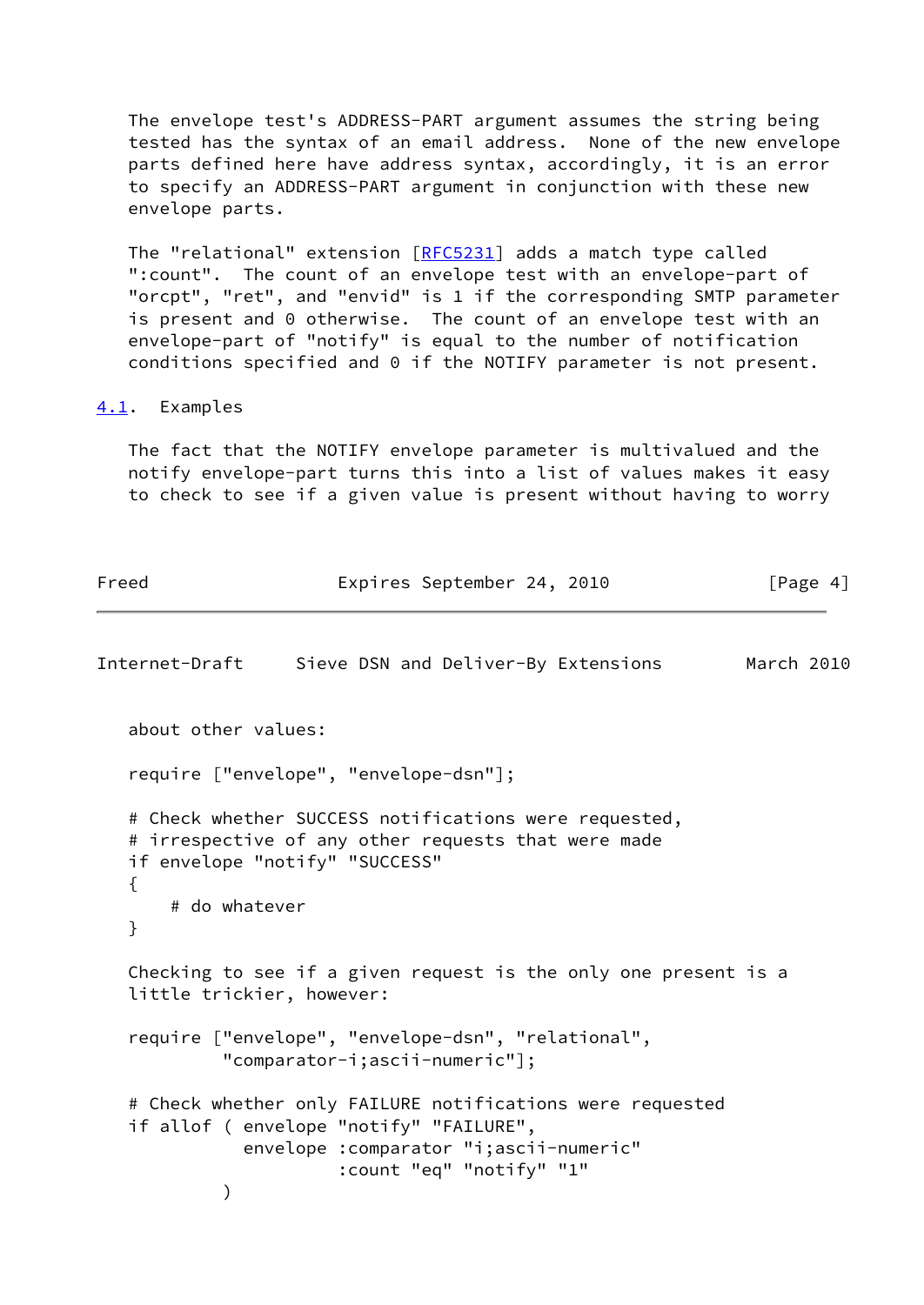The envelope test's ADDRESS-PART argument assumes the string being tested has the syntax of an email address. None of the new envelope parts defined here have address syntax, accordingly, it is an error to specify an ADDRESS-PART argument in conjunction with these new envelope parts.

The "relational" extension [RFC5231] adds a match type called ":count". The count of an envelope test with an envelope-part of "orcpt", "ret", and "envid" is 1 if the corresponding SMTP parameter is present and 0 otherwise. The count of an envelope test with an envelope-part of "notify" is equal to the number of notification conditions specified and 0 if the NOTIFY parameter is not present.

### 4.1. Examples

The fact that the NOTIFY envelope parameter is multivalued and the notify envelope-part turns this into a list of values makes it easy to check to see if a given value is present without having to worry about other values:

```
require ["envelope", "envelope-dsn"];

# Check whether SUCCESS notifications were requested,
# irrespective of any other requests that were made
if envelope "notify" "SUCCESS"
{
    # do whatever
}
```

Checking to see if a given request is the only one present is a little trickier, however:

```
require ["envelope", "envelope-dsn", "relational",
         "comparator-i;ascii-numeric"];

# Check whether only FAILURE notifications were requested
if allof ( envelope "notify" "FAILURE",
           envelope :comparator "i;ascii-numeric"
                    :count "eq" "notify" "1"
         )
```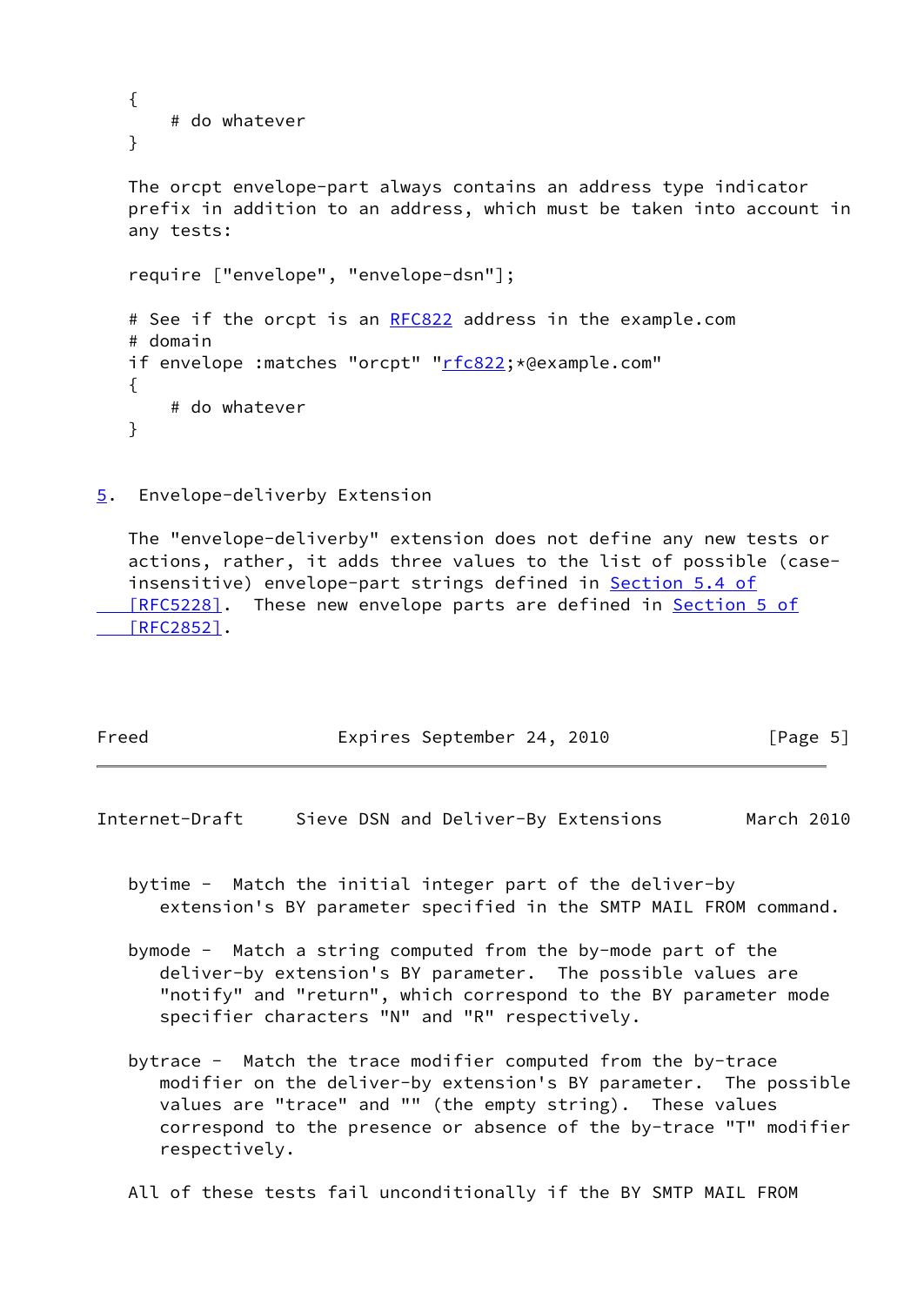```
{
    # do whatever
}
```

The orcpt envelope-part always contains an address type indicator prefix in addition to an address, which must be taken into account in any tests:

```
require ["envelope", "envelope-dsn"];

# See if the orcpt is an RFC822 address in the example.com
# domain
if envelope :matches "orcpt" "rfc822;*@example.com"
{
    # do whatever
}
```

## 5. Envelope-deliverby Extension

The "envelope-deliverby" extension does not define any new tests or actions, rather, it adds three values to the list of possible (case-insensitive) envelope-part strings defined in Section 5.4 of [RFC5228]. These new envelope parts are defined in Section 5 of [RFC2852].

bytime - Match the initial integer part of the deliver-by extension's BY parameter specified in the SMTP MAIL FROM command.

bymode - Match a string computed from the by-mode part of the deliver-by extension's BY parameter. The possible values are "notify" and "return", which correspond to the BY parameter mode specifier characters "N" and "R" respectively.

bytrace - Match the trace modifier computed from the by-trace modifier on the deliver-by extension's BY parameter. The possible values are "trace" and "" (the empty string). These values correspond to the presence or absence of the by-trace "T" modifier respectively.

All of these tests fail unconditionally if the BY SMTP MAIL FROM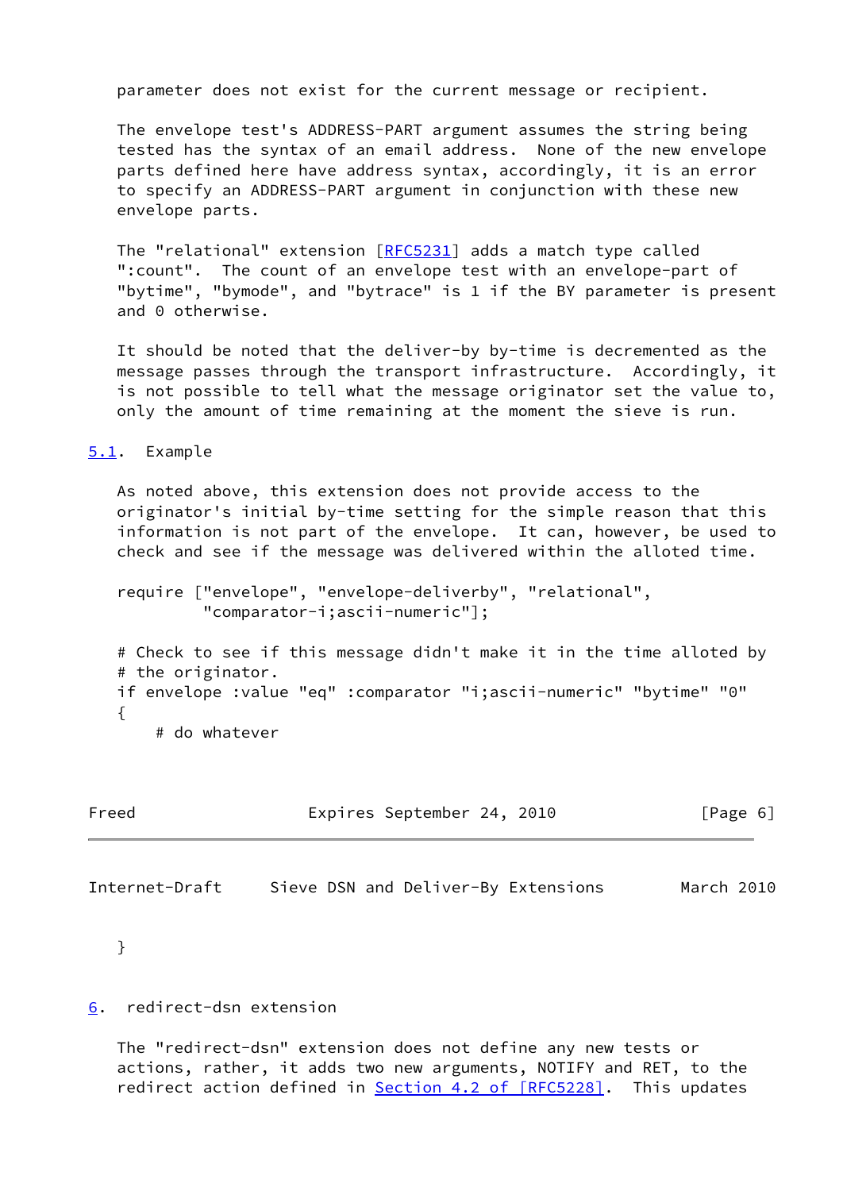parameter does not exist for the current message or recipient.

The envelope test's ADDRESS-PART argument assumes the string being tested has the syntax of an email address. None of the new envelope parts defined here have address syntax, accordingly, it is an error to specify an ADDRESS-PART argument in conjunction with these new envelope parts.

The "relational" extension [RFC5231] adds a match type called ":count". The count of an envelope test with an envelope-part of "bytime", "bymode", and "bytrace" is 1 if the BY parameter is present and 0 otherwise.

It should be noted that the deliver-by by-time is decremented as the message passes through the transport infrastructure. Accordingly, it is not possible to tell what the message originator set the value to, only the amount of time remaining at the moment the sieve is run.

### 5.1. Example

As noted above, this extension does not provide access to the originator's initial by-time setting for the simple reason that this information is not part of the envelope. It can, however, be used to check and see if the message was delivered within the alloted time.

```
require ["envelope", "envelope-deliverby", "relational",
         "comparator-i;ascii-numeric"];

# Check to see if this message didn't make it in the time alloted by
# the originator.
if envelope :value "eq" :comparator "i;ascii-numeric" "bytime" "0"
{
    # do whatever
}
```

## 6. redirect-dsn extension

The "redirect-dsn" extension does not define any new tests or actions, rather, it adds two new arguments, NOTIFY and RET, to the redirect action defined in Section 4.2 of [RFC5228]. This updates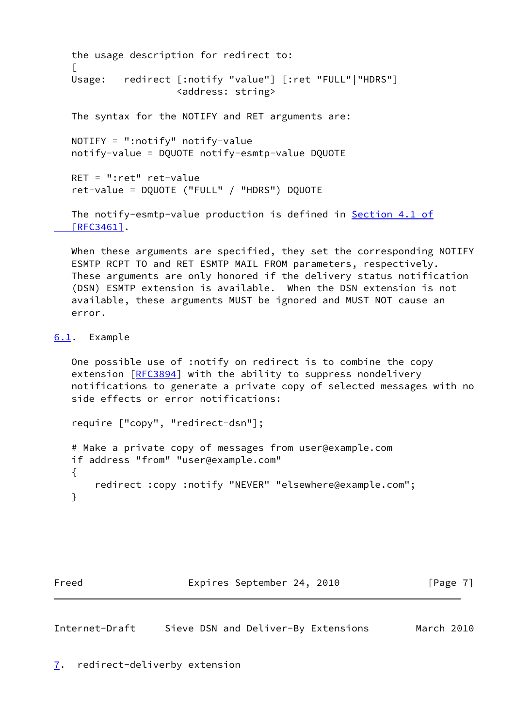the usage description for redirect to:

[

```
Usage:   redirect [:notify "value"] [:ret "FULL"|"HDRS"]
                  <address: string>
```

The syntax for the NOTIFY and RET arguments are:

```
NOTIFY = ":notify" notify-value
notify-value = DQUOTE notify-esmtp-value DQUOTE

RET = ":ret" ret-value
ret-value = DQUOTE ("FULL" / "HDRS") DQUOTE
```

The notify-esmtp-value production is defined in Section 4.1 of [RFC3461].

When these arguments are specified, they set the corresponding NOTIFY ESMTP RCPT TO and RET ESMTP MAIL FROM parameters, respectively. These arguments are only honored if the delivery status notification (DSN) ESMTP extension is available. When the DSN extension is not available, these arguments MUST be ignored and MUST NOT cause an error.

### 6.1. Example

One possible use of :notify on redirect is to combine the copy extension [RFC3894] with the ability to suppress nondelivery notifications to generate a private copy of selected messages with no side effects or error notifications:

```
require ["copy", "redirect-dsn"];

# Make a private copy of messages from user@example.com
if address "from" "user@example.com"
{
    redirect :copy :notify "NEVER" "elsewhere@example.com";
}
```

## 7. redirect-deliverby extension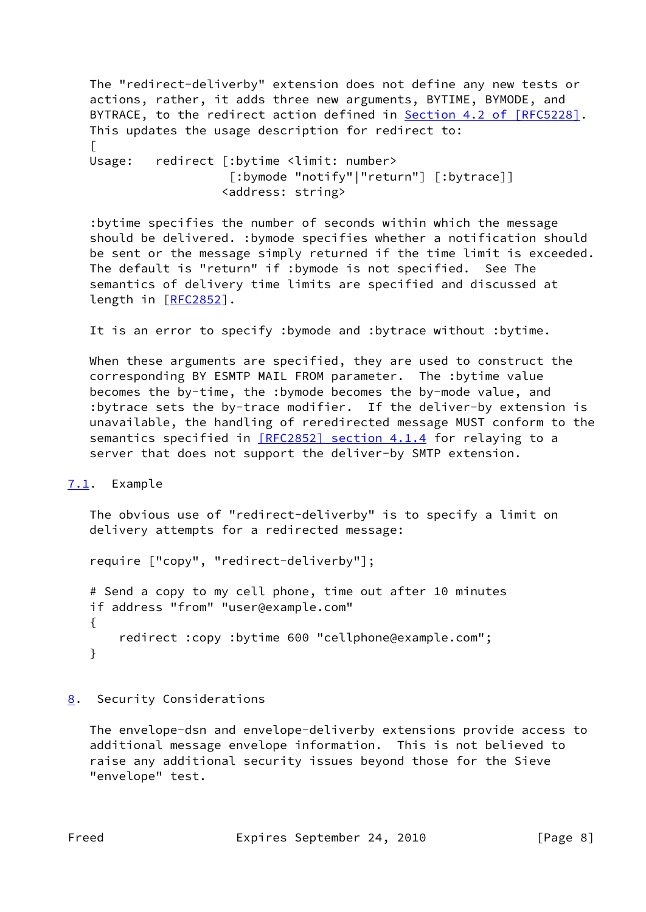The "redirect-deliverby" extension does not define any new tests or actions, rather, it adds three new arguments, BYTIME, BYMODE, and BYTRACE, to the redirect action defined in Section 4.2 of [RFC5228]. This updates the usage description for redirect to:
[

```
Usage:   redirect [:bytime <limit: number>
                   [:bymode "notify"|"return"] [:bytrace]]
                  <address: string>
```

:bytime specifies the number of seconds within which the message should be delivered. :bymode specifies whether a notification should be sent or the message simply returned if the time limit is exceeded. The default is "return" if :bymode is not specified.  See The semantics of delivery time limits are specified and discussed at length in [RFC2852].

It is an error to specify :bymode and :bytrace without :bytime.

When these arguments are specified, they are used to construct the corresponding BY ESMTP MAIL FROM parameter.  The :bytime value becomes the by-time, the :bymode becomes the by-mode value, and :bytrace sets the by-trace modifier.  If the deliver-by extension is unavailable, the handling of reredirected message MUST conform to the semantics specified in [RFC2852] section 4.1.4 for relaying to a server that does not support the deliver-by SMTP extension.

## 7.1. Example

The obvious use of "redirect-deliverby" is to specify a limit on delivery attempts for a redirected message:

```
require ["copy", "redirect-deliverby"];

# Send a copy to my cell phone, time out after 10 minutes
if address "from" "user@example.com"
{
    redirect :copy :bytime 600 "cellphone@example.com";
}
```

# 8. Security Considerations

The envelope-dsn and envelope-deliverby extensions provide access to additional message envelope information.  This is not believed to raise any additional security issues beyond those for the Sieve "envelope" test.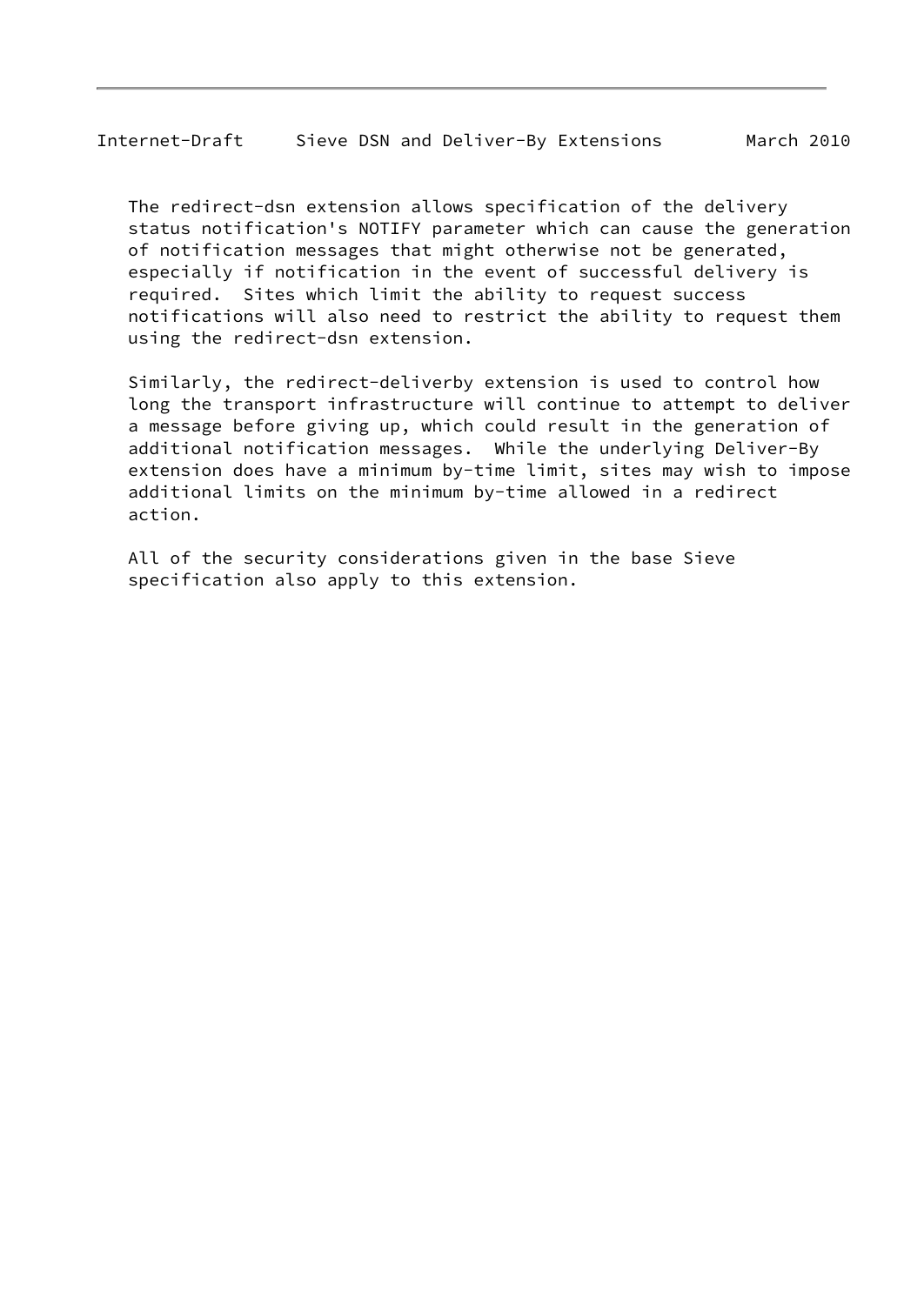The redirect-dsn extension allows specification of the delivery status notification's NOTIFY parameter which can cause the generation of notification messages that might otherwise not be generated, especially if notification in the event of successful delivery is required.  Sites which limit the ability to request success notifications will also need to restrict the ability to request them using the redirect-dsn extension.

Similarly, the redirect-deliverby extension is used to control how long the transport infrastructure will continue to attempt to deliver a message before giving up, which could result in the generation of additional notification messages.  While the underlying Deliver-By extension does have a minimum by-time limit, sites may wish to impose additional limits on the minimum by-time allowed in a redirect action.

All of the security considerations given in the base Sieve specification also apply to this extension.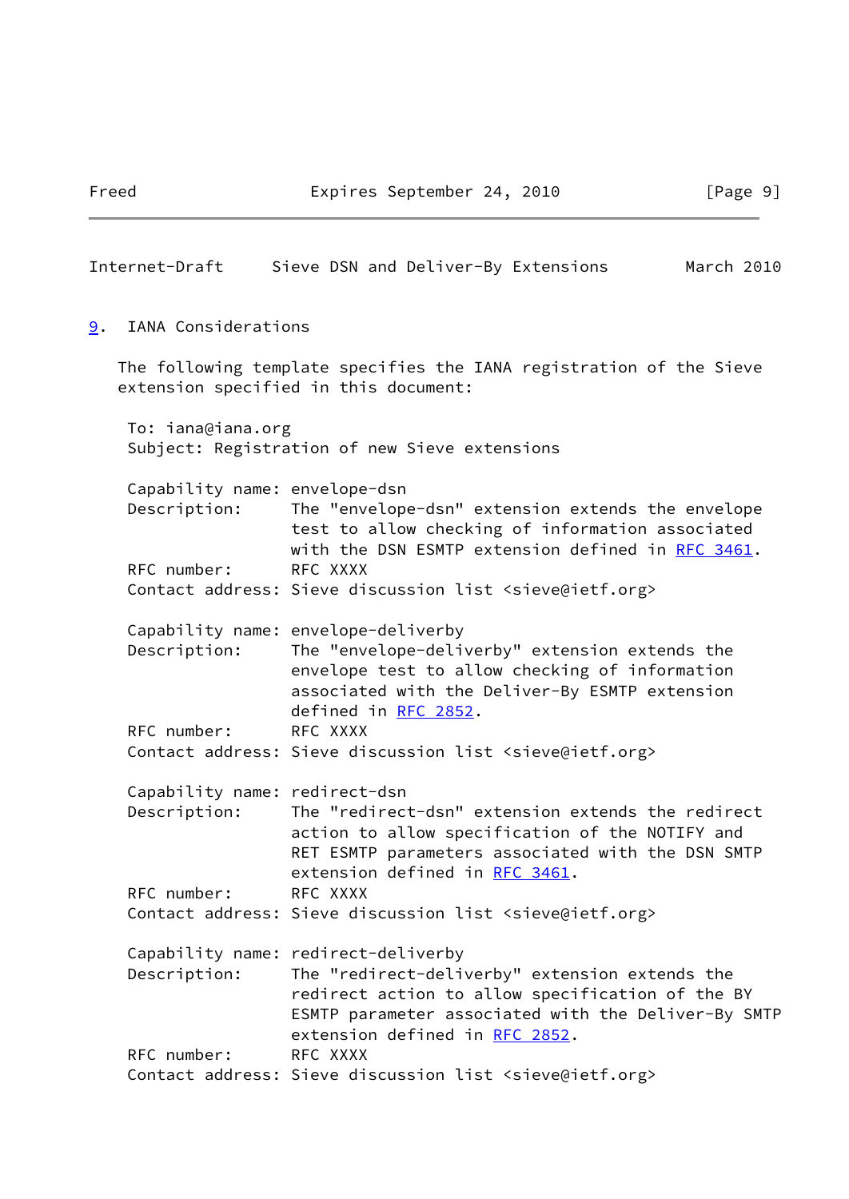## 9. IANA Considerations

The following template specifies the IANA registration of the Sieve extension specified in this document:

```
To: iana@iana.org
Subject: Registration of new Sieve extensions

Capability name: envelope-dsn
Description:     The "envelope-dsn" extension extends the envelope
                 test to allow checking of information associated
                 with the DSN ESMTP extension defined in RFC 3461.
RFC number:      RFC XXXX
Contact address: Sieve discussion list <sieve@ietf.org>

Capability name: envelope-deliverby
Description:     The "envelope-deliverby" extension extends the
                 envelope test to allow checking of information
                 associated with the Deliver-By ESMTP extension
                 defined in RFC 2852.
RFC number:      RFC XXXX
Contact address: Sieve discussion list <sieve@ietf.org>

Capability name: redirect-dsn
Description:     The "redirect-dsn" extension extends the redirect
                 action to allow specification of the NOTIFY and
                 RET ESMTP parameters associated with the DSN SMTP
                 extension defined in RFC 3461.
RFC number:      RFC XXXX
Contact address: Sieve discussion list <sieve@ietf.org>

Capability name: redirect-deliverby
Description:     The "redirect-deliverby" extension extends the
                 redirect action to allow specification of the BY
                 ESMTP parameter associated with the Deliver-By SMTP
                 extension defined in RFC 2852.
RFC number:      RFC XXXX
Contact address: Sieve discussion list <sieve@ietf.org>
```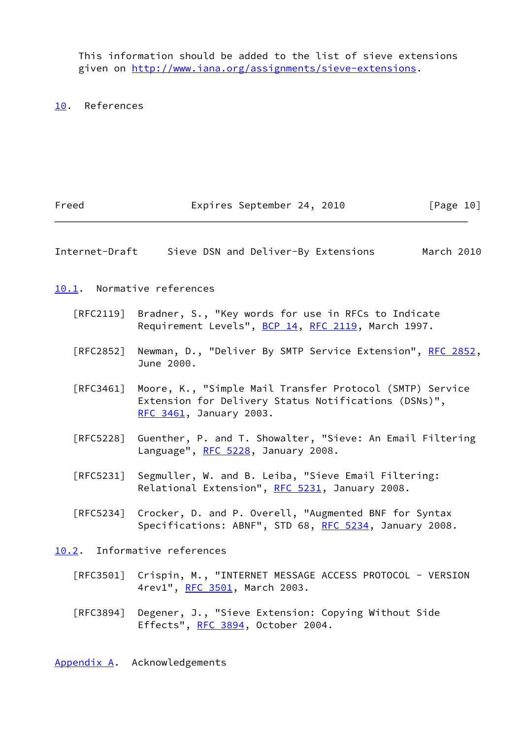This information should be added to the list of sieve extensions given on http://www.iana.org/assignments/sieve-extensions.

## 10. References

### 10.1. Normative references

[RFC2119] Bradner, S., "Key words for use in RFCs to Indicate Requirement Levels", BCP 14, RFC 2119, March 1997.

[RFC2852] Newman, D., "Deliver By SMTP Service Extension", RFC 2852, June 2000.

[RFC3461] Moore, K., "Simple Mail Transfer Protocol (SMTP) Service Extension for Delivery Status Notifications (DSNs)", RFC 3461, January 2003.

[RFC5228] Guenther, P. and T. Showalter, "Sieve: An Email Filtering Language", RFC 5228, January 2008.

[RFC5231] Segmuller, W. and B. Leiba, "Sieve Email Filtering: Relational Extension", RFC 5231, January 2008.

[RFC5234] Crocker, D. and P. Overell, "Augmented BNF for Syntax Specifications: ABNF", STD 68, RFC 5234, January 2008.

### 10.2. Informative references

[RFC3501] Crispin, M., "INTERNET MESSAGE ACCESS PROTOCOL - VERSION 4rev1", RFC 3501, March 2003.

[RFC3894] Degener, J., "Sieve Extension: Copying Without Side Effects", RFC 3894, October 2004.

## Appendix A. Acknowledgements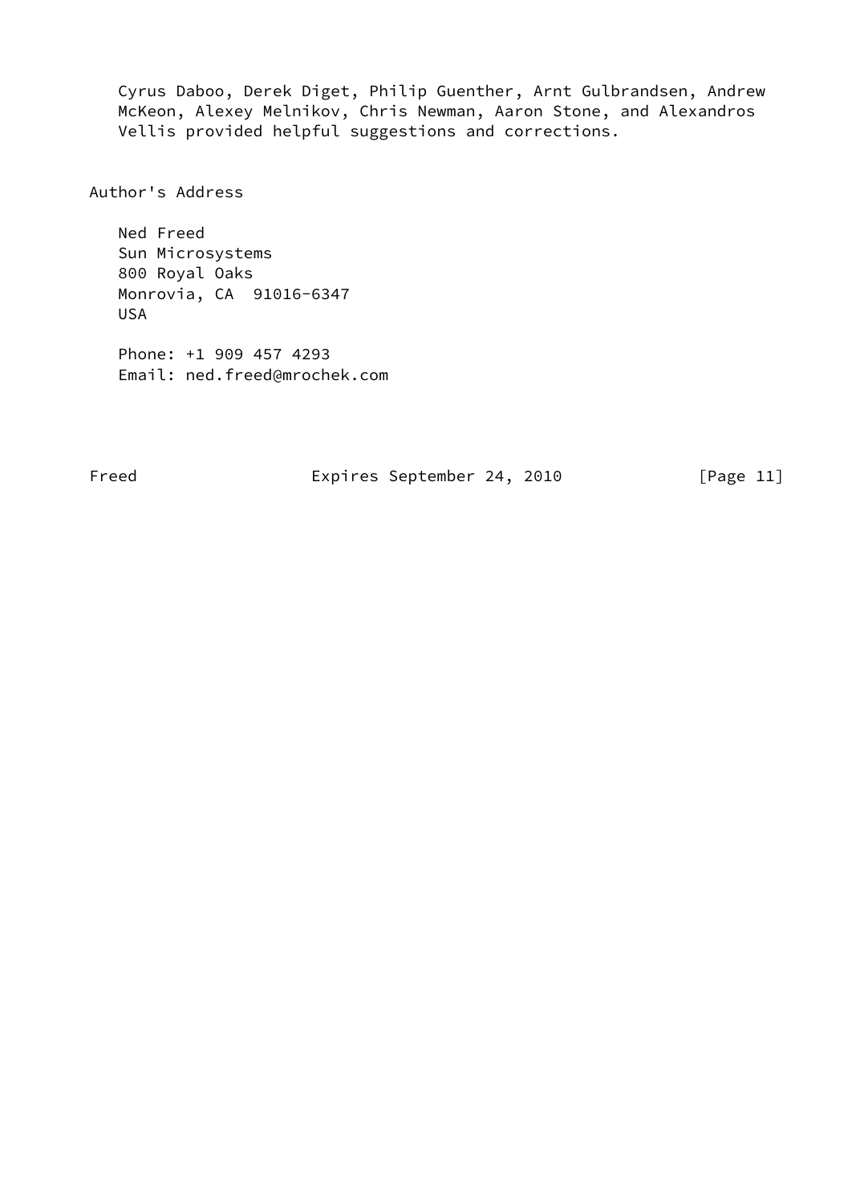Cyrus Daboo, Derek Diget, Philip Guenther, Arnt Gulbrandsen, Andrew McKeon, Alexey Melnikov, Chris Newman, Aaron Stone, and Alexandros Vellis provided helpful suggestions and corrections.

## Author's Address

Ned Freed
Sun Microsystems
800 Royal Oaks
Monrovia, CA 91016-6347
USA

Phone: +1 909 457 4293
Email: ned.freed@mrochek.com